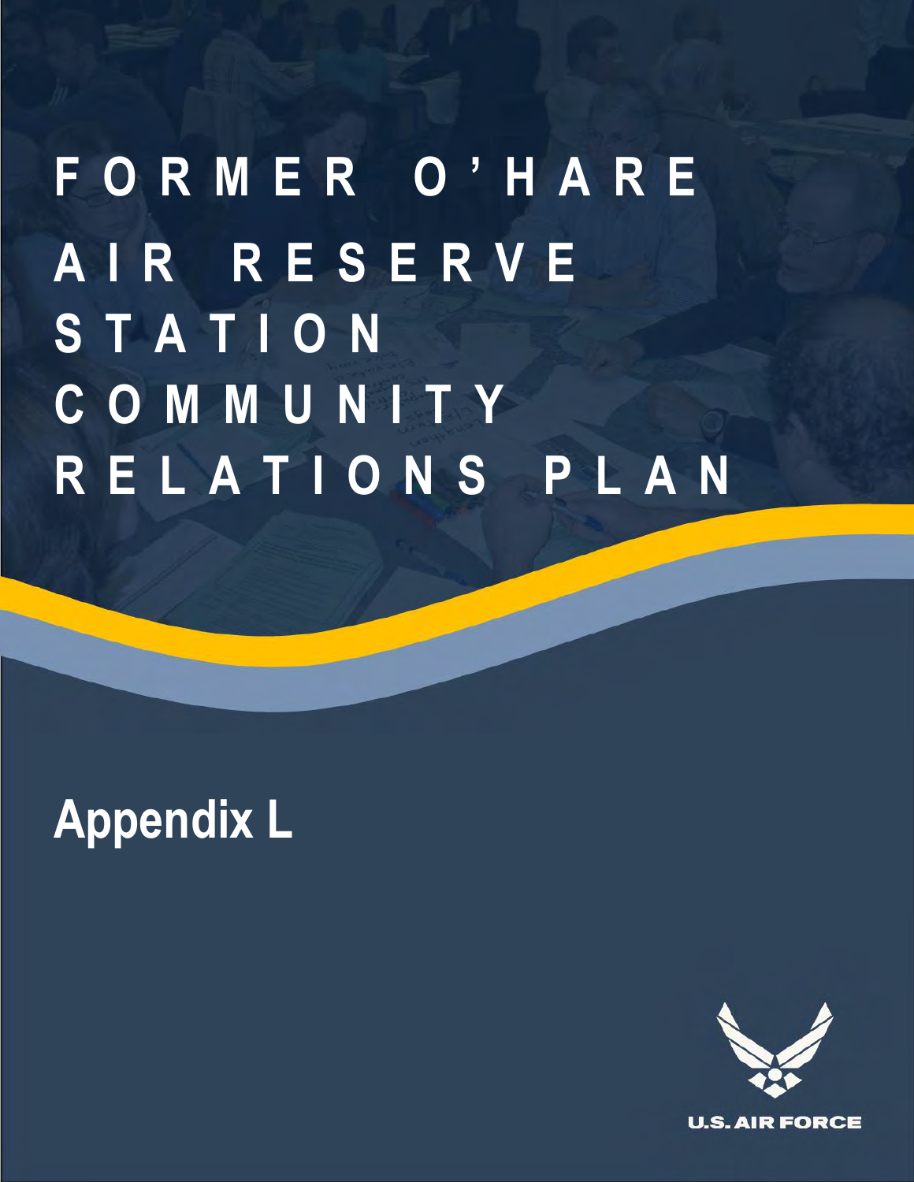# FORMER O'HARE AIR RESERVE STATION COMMUNITY RELATIONS PLAN

## Appendix L

U.S. AIR FORCE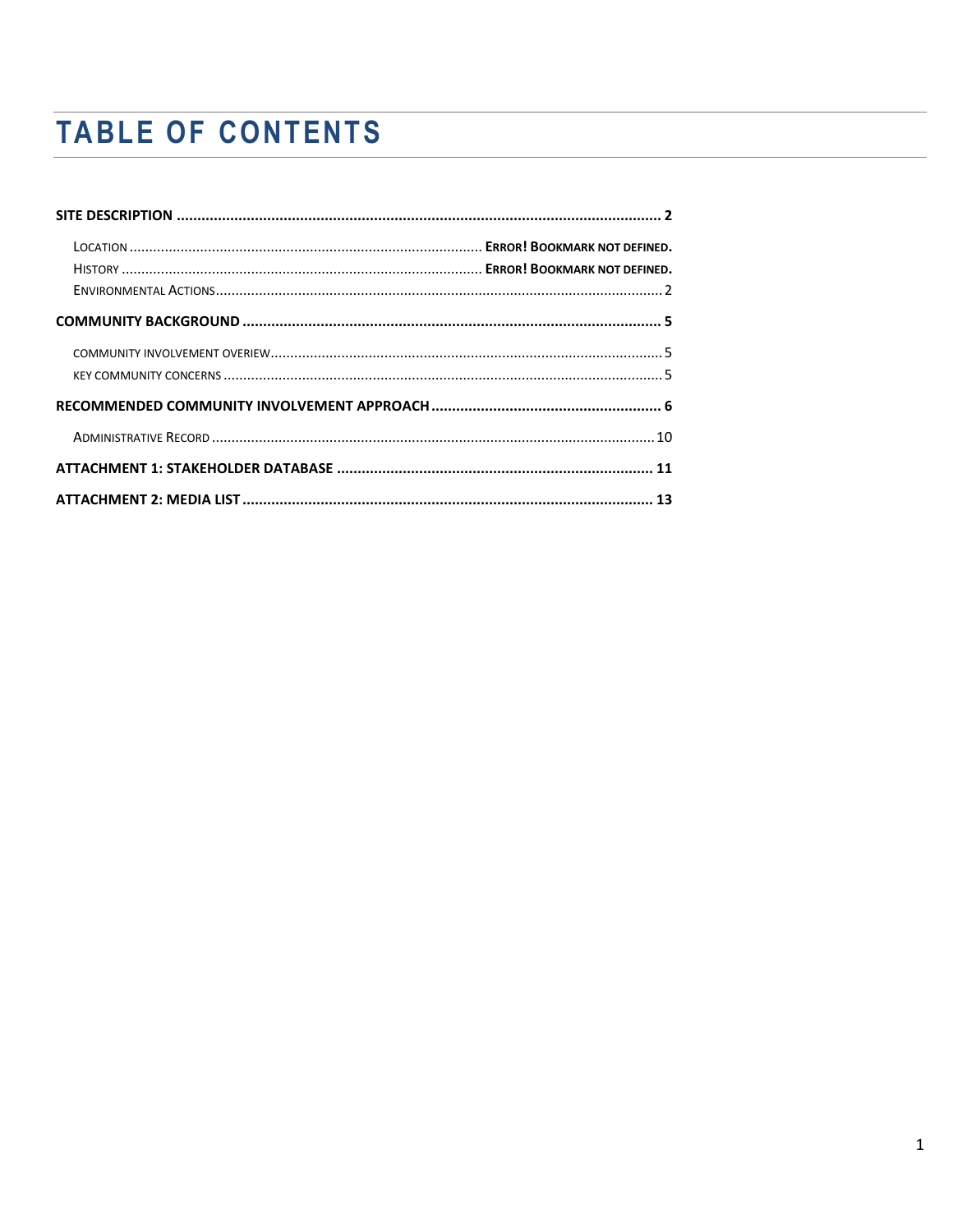# TABLE OF CONTENTS

**SITE DESCRIPTION** .......... **2**

- LOCATION .......... **ERROR! BOOKMARK NOT DEFINED.**
- HISTORY .......... **ERROR! BOOKMARK NOT DEFINED.**
- ENVIRONMENTAL ACTIONS .......... 2

**COMMUNITY BACKGROUND** .......... **5**

- COMMUNITY INVOLVEMENT OVERIEW .......... 5
- KEY COMMUNITY CONCERNS .......... 5

**RECOMMENDED COMMUNITY INVOLVEMENT APPROACH** .......... **6**

- ADMINISTRATIVE RECORD .......... 10

**ATTACHMENT 1: STAKEHOLDER DATABASE** .......... **11**

**ATTACHMENT 2: MEDIA LIST** .......... **13**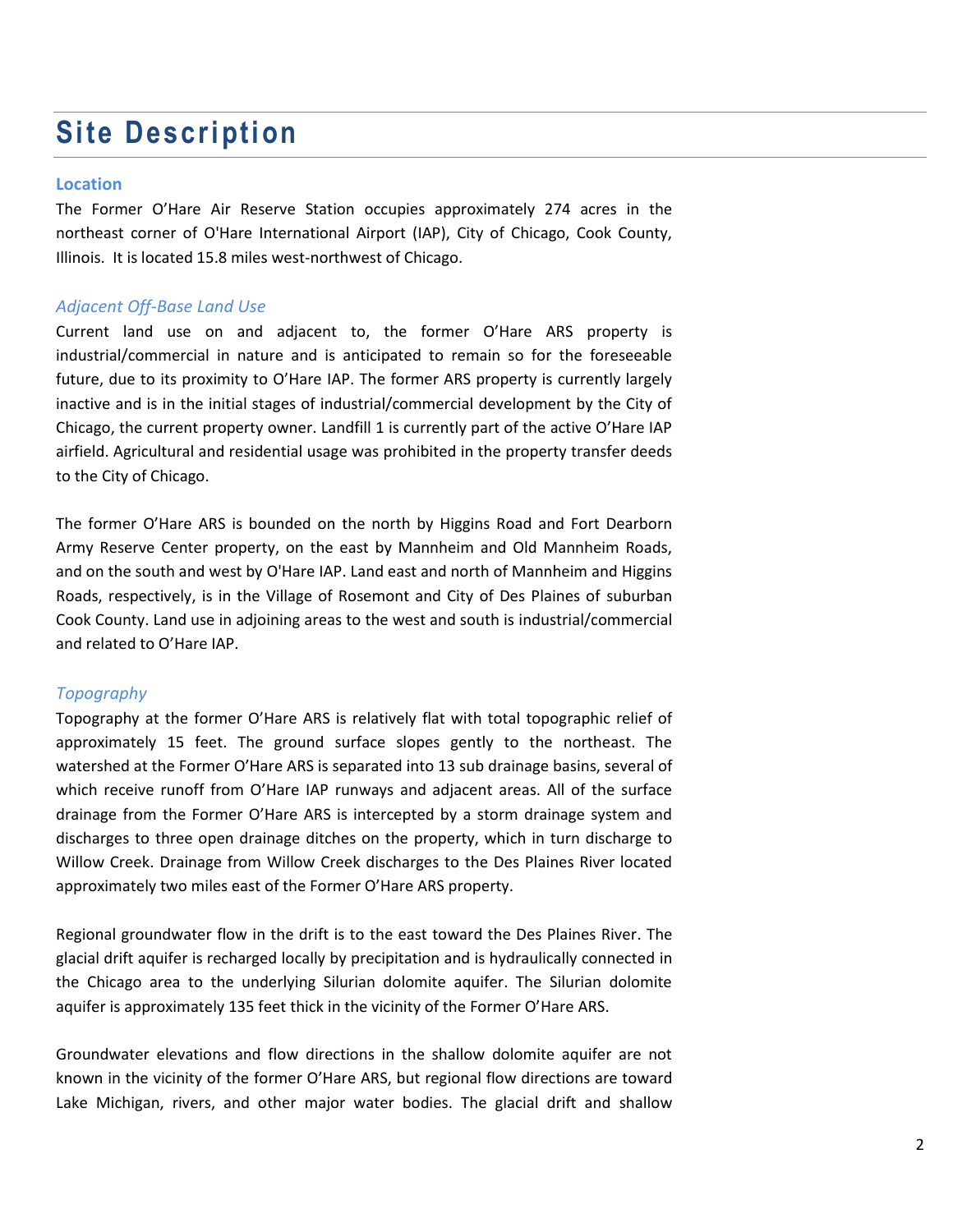# Site Description

### Location

The Former O'Hare Air Reserve Station occupies approximately 274 acres in the northeast corner of O'Hare International Airport (IAP), City of Chicago, Cook County, Illinois. It is located 15.8 miles west-northwest of Chicago.

#### *Adjacent Off-Base Land Use*

Current land use on and adjacent to, the former O'Hare ARS property is industrial/commercial in nature and is anticipated to remain so for the foreseeable future, due to its proximity to O'Hare IAP. The former ARS property is currently largely inactive and is in the initial stages of industrial/commercial development by the City of Chicago, the current property owner. Landfill 1 is currently part of the active O'Hare IAP airfield. Agricultural and residential usage was prohibited in the property transfer deeds to the City of Chicago.

The former O'Hare ARS is bounded on the north by Higgins Road and Fort Dearborn Army Reserve Center property, on the east by Mannheim and Old Mannheim Roads, and on the south and west by O'Hare IAP. Land east and north of Mannheim and Higgins Roads, respectively, is in the Village of Rosemont and City of Des Plaines of suburban Cook County. Land use in adjoining areas to the west and south is industrial/commercial and related to O'Hare IAP.

#### *Topography*

Topography at the former O'Hare ARS is relatively flat with total topographic relief of approximately 15 feet. The ground surface slopes gently to the northeast. The watershed at the Former O'Hare ARS is separated into 13 sub drainage basins, several of which receive runoff from O'Hare IAP runways and adjacent areas. All of the surface drainage from the Former O'Hare ARS is intercepted by a storm drainage system and discharges to three open drainage ditches on the property, which in turn discharge to Willow Creek. Drainage from Willow Creek discharges to the Des Plaines River located approximately two miles east of the Former O'Hare ARS property.

Regional groundwater flow in the drift is to the east toward the Des Plaines River. The glacial drift aquifer is recharged locally by precipitation and is hydraulically connected in the Chicago area to the underlying Silurian dolomite aquifer. The Silurian dolomite aquifer is approximately 135 feet thick in the vicinity of the Former O'Hare ARS.

Groundwater elevations and flow directions in the shallow dolomite aquifer are not known in the vicinity of the former O'Hare ARS, but regional flow directions are toward Lake Michigan, rivers, and other major water bodies. The glacial drift and shallow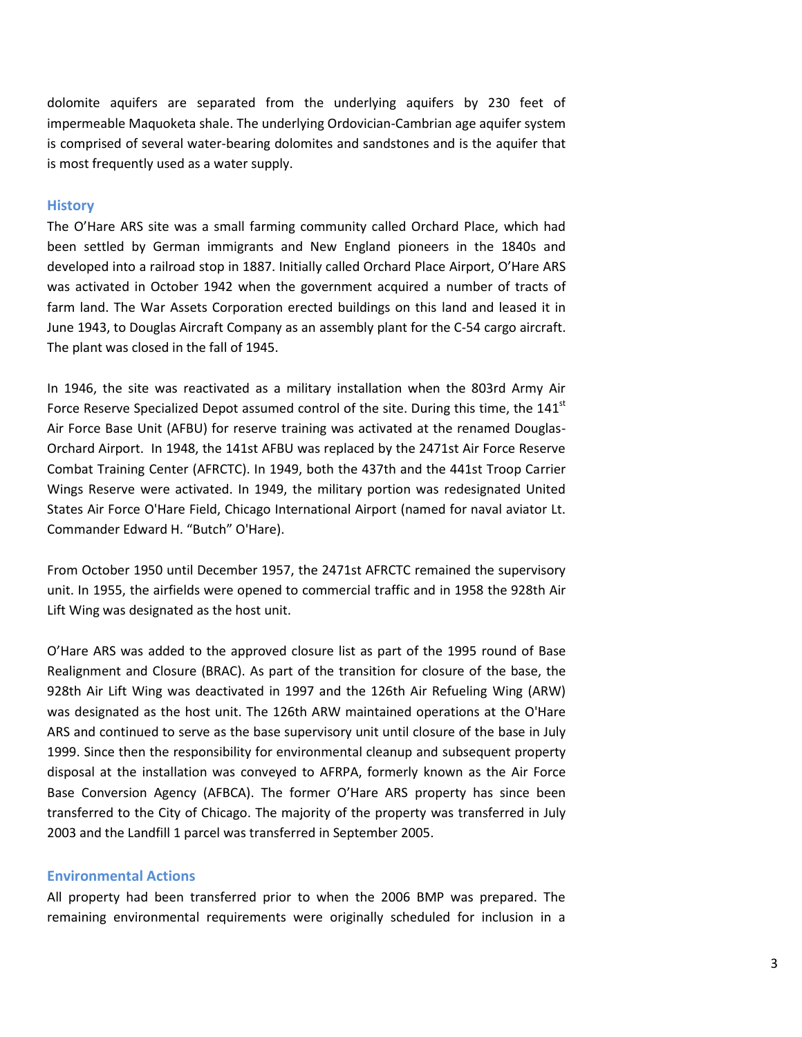dolomite aquifers are separated from the underlying aquifers by 230 feet of impermeable Maquoketa shale. The underlying Ordovician-Cambrian age aquifer system is comprised of several water-bearing dolomites and sandstones and is the aquifer that is most frequently used as a water supply.

## History

The O'Hare ARS site was a small farming community called Orchard Place, which had been settled by German immigrants and New England pioneers in the 1840s and developed into a railroad stop in 1887. Initially called Orchard Place Airport, O'Hare ARS was activated in October 1942 when the government acquired a number of tracts of farm land. The War Assets Corporation erected buildings on this land and leased it in June 1943, to Douglas Aircraft Company as an assembly plant for the C-54 cargo aircraft. The plant was closed in the fall of 1945.

In 1946, the site was reactivated as a military installation when the 803rd Army Air Force Reserve Specialized Depot assumed control of the site. During this time, the 141st Air Force Base Unit (AFBU) for reserve training was activated at the renamed Douglas-Orchard Airport. In 1948, the 141st AFBU was replaced by the 2471st Air Force Reserve Combat Training Center (AFRCTC). In 1949, both the 437th and the 441st Troop Carrier Wings Reserve were activated. In 1949, the military portion was redesignated United States Air Force O'Hare Field, Chicago International Airport (named for naval aviator Lt. Commander Edward H. "Butch" O'Hare).

From October 1950 until December 1957, the 2471st AFRCTC remained the supervisory unit. In 1955, the airfields were opened to commercial traffic and in 1958 the 928th Air Lift Wing was designated as the host unit.

O'Hare ARS was added to the approved closure list as part of the 1995 round of Base Realignment and Closure (BRAC). As part of the transition for closure of the base, the 928th Air Lift Wing was deactivated in 1997 and the 126th Air Refueling Wing (ARW) was designated as the host unit. The 126th ARW maintained operations at the O'Hare ARS and continued to serve as the base supervisory unit until closure of the base in July 1999. Since then the responsibility for environmental cleanup and subsequent property disposal at the installation was conveyed to AFRPA, formerly known as the Air Force Base Conversion Agency (AFBCA). The former O'Hare ARS property has since been transferred to the City of Chicago. The majority of the property was transferred in July 2003 and the Landfill 1 parcel was transferred in September 2005.

## Environmental Actions

All property had been transferred prior to when the 2006 BMP was prepared. The remaining environmental requirements were originally scheduled for inclusion in a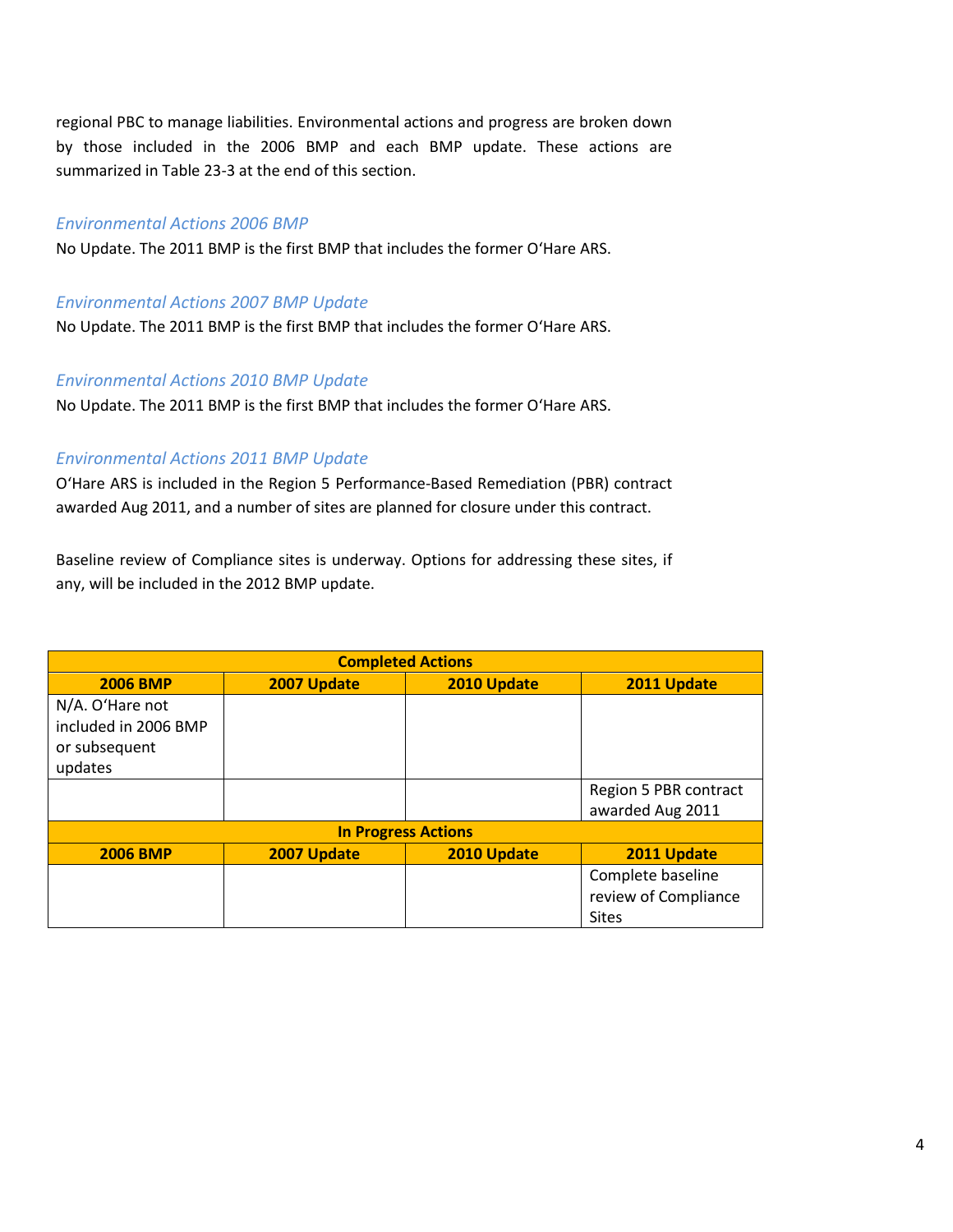regional PBC to manage liabilities. Environmental actions and progress are broken down by those included in the 2006 BMP and each BMP update. These actions are summarized in Table 23-3 at the end of this section.

### *Environmental Actions 2006 BMP*

No Update. The 2011 BMP is the first BMP that includes the former O'Hare ARS.

### *Environmental Actions 2007 BMP Update*

No Update. The 2011 BMP is the first BMP that includes the former O'Hare ARS.

### *Environmental Actions 2010 BMP Update*

No Update. The 2011 BMP is the first BMP that includes the former O'Hare ARS.

### *Environmental Actions 2011 BMP Update*

O'Hare ARS is included in the Region 5 Performance-Based Remediation (PBR) contract awarded Aug 2011, and a number of sites are planned for closure under this contract.

Baseline review of Compliance sites is underway. Options for addressing these sites, if any, will be included in the 2012 BMP update.

| **Completed Actions** | | | |
|---|---|---|---|
| **2006 BMP** | **2007 Update** | **2010 Update** | **2011 Update** |
| N/A. O'Hare not included in 2006 BMP or subsequent updates | | | |
| | | | Region 5 PBR contract awarded Aug 2011 |
| **In Progress Actions** | | | |
| **2006 BMP** | **2007 Update** | **2010 Update** | **2011 Update** |
| | | | Complete baseline review of Compliance Sites |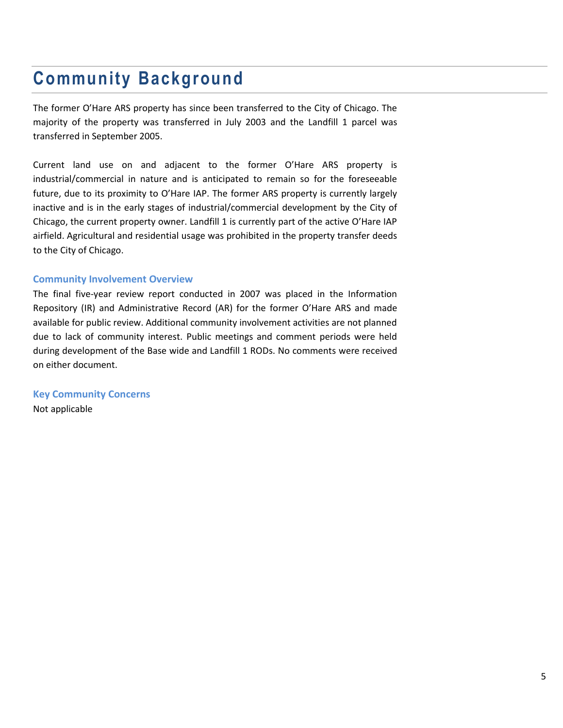# Community Background

The former O'Hare ARS property has since been transferred to the City of Chicago. The majority of the property was transferred in July 2003 and the Landfill 1 parcel was transferred in September 2005.

Current land use on and adjacent to the former O'Hare ARS property is industrial/commercial in nature and is anticipated to remain so for the foreseeable future, due to its proximity to O'Hare IAP. The former ARS property is currently largely inactive and is in the early stages of industrial/commercial development by the City of Chicago, the current property owner. Landfill 1 is currently part of the active O'Hare IAP airfield. Agricultural and residential usage was prohibited in the property transfer deeds to the City of Chicago.

### Community Involvement Overview

The final five-year review report conducted in 2007 was placed in the Information Repository (IR) and Administrative Record (AR) for the former O'Hare ARS and made available for public review. Additional community involvement activities are not planned due to lack of community interest. Public meetings and comment periods were held during development of the Base wide and Landfill 1 RODs. No comments were received on either document.

### Key Community Concerns

Not applicable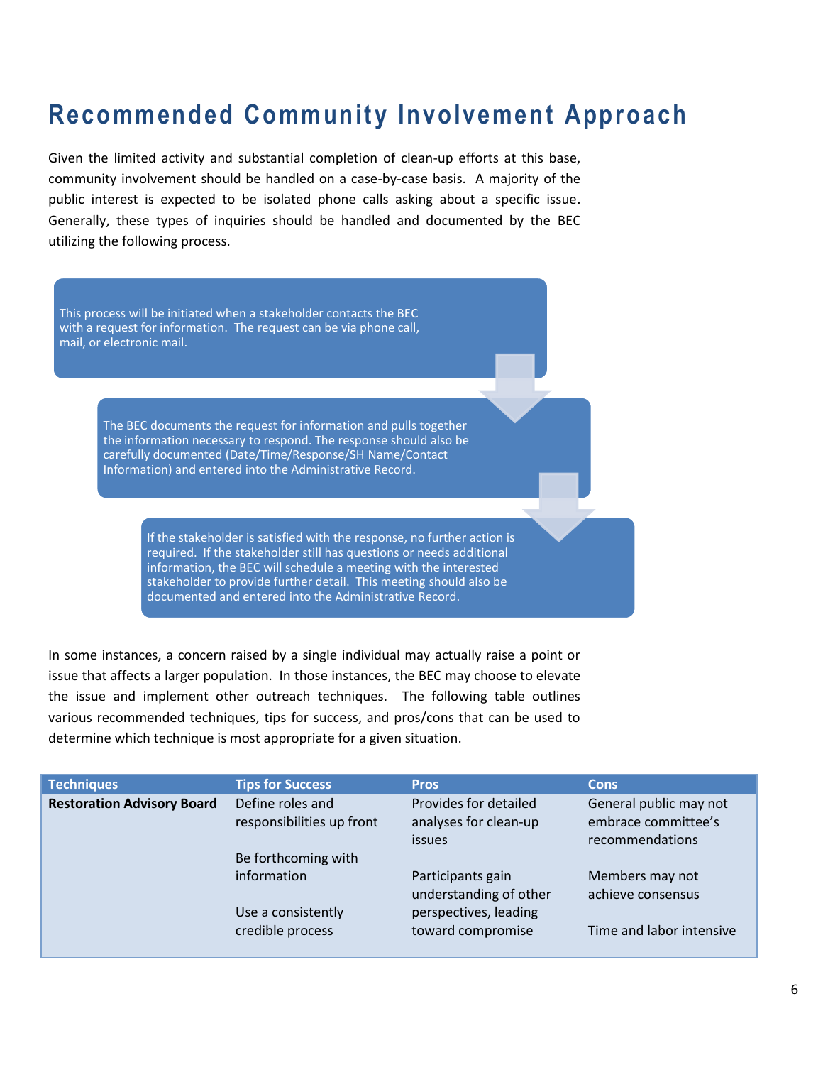# Recommended Community Involvement Approach

Given the limited activity and substantial completion of clean-up efforts at this base, community involvement should be handled on a case-by-case basis. A majority of the public interest is expected to be isolated phone calls asking about a specific issue. Generally, these types of inquiries should be handled and documented by the BEC utilizing the following process.

This process will be initiated when a stakeholder contacts the BEC with a request for information. The request can be via phone call, mail, or electronic mail.

↓

The BEC documents the request for information and pulls together the information necessary to respond. The response should also be carefully documented (Date/Time/Response/SH Name/Contact Information) and entered into the Administrative Record.

↓

If the stakeholder is satisfied with the response, no further action is required. If the stakeholder still has questions or needs additional information, the BEC will schedule a meeting with the interested stakeholder to provide further detail. This meeting should also be documented and entered into the Administrative Record.

In some instances, a concern raised by a single individual may actually raise a point or issue that affects a larger population. In those instances, the BEC may choose to elevate the issue and implement other outreach techniques. The following table outlines various recommended techniques, tips for success, and pros/cons that can be used to determine which technique is most appropriate for a given situation.

| Techniques | Tips for Success | Pros | Cons |
| --- | --- | --- | --- |
| **Restoration Advisory Board** | Define roles and responsibilities up front<br><br>Be forthcoming with information<br><br>Use a consistently credible process | Provides for detailed analyses for clean-up issues<br><br>Participants gain understanding of other perspectives, leading toward compromise | General public may not embrace committee's recommendations<br><br>Members may not achieve consensus<br><br>Time and labor intensive |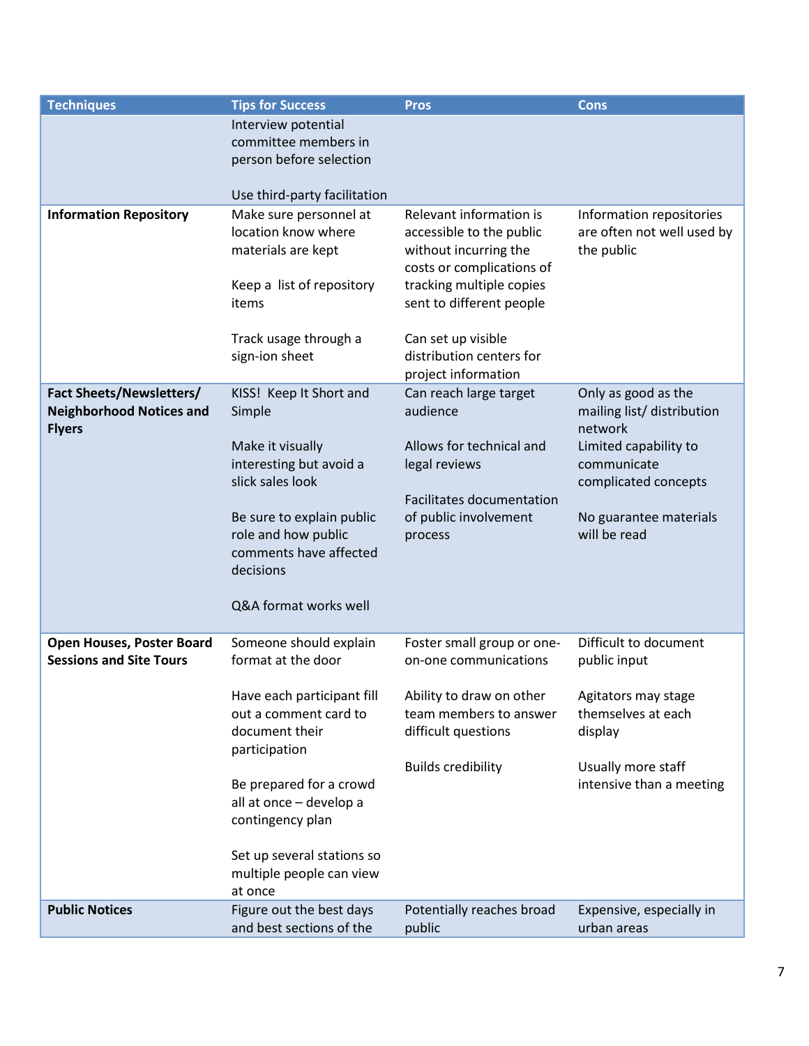| Techniques | Tips for Success | Pros | Cons |
| --- | --- | --- | --- |
| | Interview potential committee members in person before selection<br><br>Use third-party facilitation | | |
| **Information Repository** | Make sure personnel at location know where materials are kept<br><br>Keep a list of repository items<br><br>Track usage through a sign-ion sheet | Relevant information is accessible to the public without incurring the costs or complications of tracking multiple copies sent to different people<br><br>Can set up visible distribution centers for project information | Information repositories are often not well used by the public |
| **Fact Sheets/Newsletters/ Neighborhood Notices and Flyers** | KISS! Keep It Short and Simple<br><br>Make it visually interesting but avoid a slick sales look<br><br>Be sure to explain public role and how public comments have affected decisions<br><br>Q&A format works well | Can reach large target audience<br><br>Allows for technical and legal reviews<br><br>Facilitates documentation of public involvement process | Only as good as the mailing list/ distribution network<br>Limited capability to communicate complicated concepts<br><br>No guarantee materials will be read |
| **Open Houses, Poster Board Sessions and Site Tours** | Someone should explain format at the door<br><br>Have each participant fill out a comment card to document their participation<br><br>Be prepared for a crowd all at once – develop a contingency plan<br><br>Set up several stations so multiple people can view at once | Foster small group or one-on-one communications<br><br>Ability to draw on other team members to answer difficult questions<br><br>Builds credibility | Difficult to document public input<br><br>Agitators may stage themselves at each display<br><br>Usually more staff intensive than a meeting |
| **Public Notices** | Figure out the best days and best sections of the | Potentially reaches broad public | Expensive, especially in urban areas |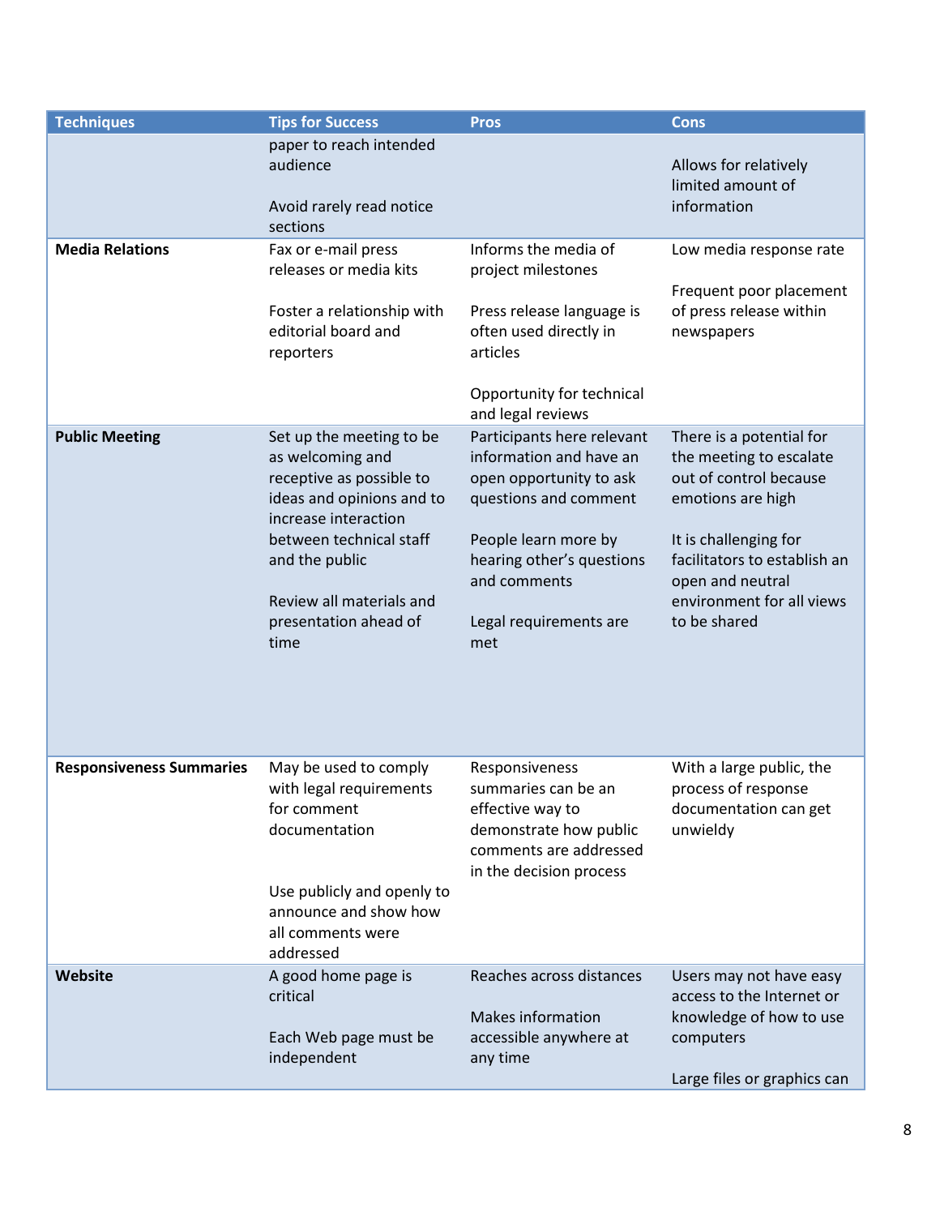| Techniques | Tips for Success | Pros | Cons |
|---|---|---|---|
| | paper to reach intended audience<br><br>Avoid rarely read notice sections | | Allows for relatively limited amount of information |
| **Media Relations** | Fax or e-mail press releases or media kits<br><br>Foster a relationship with editorial board and reporters | Informs the media of project milestones<br><br>Press release language is often used directly in articles<br><br>Opportunity for technical and legal reviews | Low media response rate<br><br>Frequent poor placement of press release within newspapers |
| **Public Meeting** | Set up the meeting to be as welcoming and receptive as possible to ideas and opinions and to increase interaction between technical staff and the public<br><br>Review all materials and presentation ahead of time | Participants here relevant information and have an open opportunity to ask questions and comment<br><br>People learn more by hearing other's questions and comments<br><br>Legal requirements are met | There is a potential for the meeting to escalate out of control because emotions are high<br><br>It is challenging for facilitators to establish an open and neutral environment for all views to be shared |
| **Responsiveness Summaries** | May be used to comply with legal requirements for comment documentation<br><br>Use publicly and openly to announce and show how all comments were addressed | Responsiveness summaries can be an effective way to demonstrate how public comments are addressed in the decision process | With a large public, the process of response documentation can get unwieldy |
| **Website** | A good home page is critical<br><br>Each Web page must be independent | Reaches across distances<br><br>Makes information accessible anywhere at any time | Users may not have easy access to the Internet or knowledge of how to use computers<br><br>Large files or graphics can |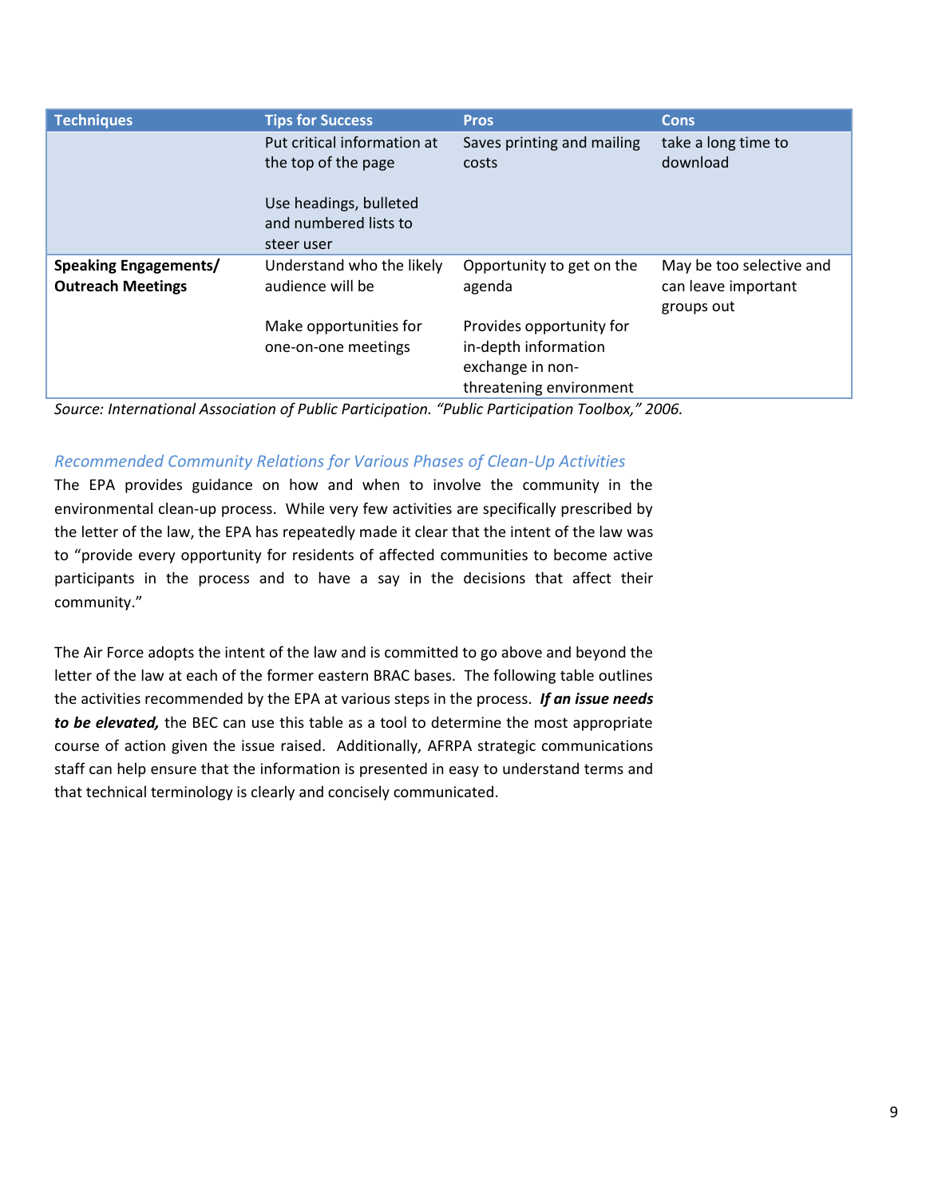| Techniques | Tips for Success | Pros | Cons |
|---|---|---|---|
| | Put critical information at the top of the page<br><br>Use headings, bulleted and numbered lists to steer user | Saves printing and mailing costs | take a long time to download |
| **Speaking Engagements/ Outreach Meetings** | Understand who the likely audience will be<br><br>Make opportunities for one-on-one meetings | Opportunity to get on the agenda<br><br>Provides opportunity for in-depth information exchange in non-threatening environment | May be too selective and can leave important groups out |

*Source: International Association of Public Participation. "Public Participation Toolbox," 2006.*

### *Recommended Community Relations for Various Phases of Clean-Up Activities*

The EPA provides guidance on how and when to involve the community in the environmental clean-up process. While very few activities are specifically prescribed by the letter of the law, the EPA has repeatedly made it clear that the intent of the law was to "provide every opportunity for residents of affected communities to become active participants in the process and to have a say in the decisions that affect their community."

The Air Force adopts the intent of the law and is committed to go above and beyond the letter of the law at each of the former eastern BRAC bases. The following table outlines the activities recommended by the EPA at various steps in the process. ***If an issue needs to be elevated,*** the BEC can use this table as a tool to determine the most appropriate course of action given the issue raised. Additionally, AFRPA strategic communications staff can help ensure that the information is presented in easy to understand terms and that technical terminology is clearly and concisely communicated.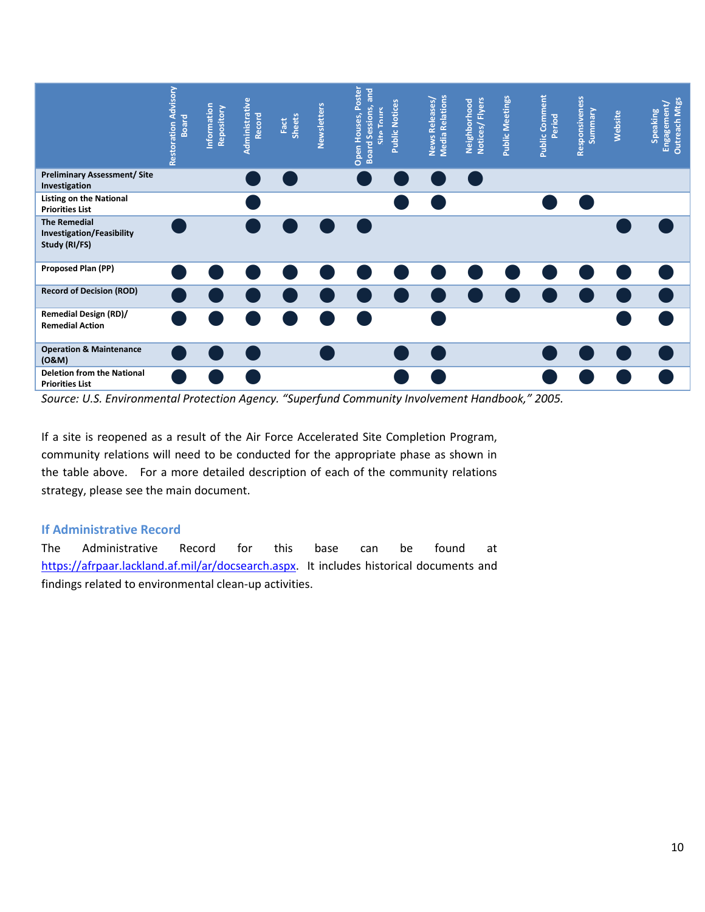| | Restoration Advisory Board | Information Repository | Administrative Record | Fact Sheets | Newsletters | Open Houses, Poster Board Sessions, and Site Tours | Public Notices | News Releases/ Media Relations | Neighborhood Notices/ Flyers | Public Meetings | Public Comment Period | Responsiveness Summary | Website | Speaking Engagement/ Outreach Mtgs |
|---|---|---|---|---|---|---|---|---|---|---|---|---|---|---|
| **Preliminary Assessment/ Site Investigation** | | | ● | ● | | ● | ● | ● | ● | | | | | |
| **Listing on the National Priorities List** | | | ● | | | | ● | ● | | | ● | ● | | |
| **The Remedial Investigation/Feasibility Study (RI/FS)** | ● | | ● | ● | ● | ● | | | | | | | ● | ● |
| **Proposed Plan (PP)** | ● | ● | ● | ● | ● | ● | ● | ● | ● | ● | ● | ● | ● | ● |
| **Record of Decision (ROD)** | ● | ● | ● | ● | ● | ● | ● | ● | ● | ● | ● | ● | ● | ● |
| **Remedial Design (RD)/ Remedial Action** | ● | ● | ● | ● | ● | ● | | ● | | | | | ● | ● |
| **Operation & Maintenance (O&M)** | ● | ● | ● | | ● | | ● | ● | | | ● | ● | ● | ● |
| **Deletion from the National Priorities List** | ● | ● | ● | | | | ● | ● | | | ● | ● | ● | ● |

*Source: U.S. Environmental Protection Agency. "Superfund Community Involvement Handbook," 2005.*

If a site is reopened as a result of the Air Force Accelerated Site Completion Program, community relations will need to be conducted for the appropriate phase as shown in the table above. For a more detailed description of each of the community relations strategy, please see the main document.

### If Administrative Record

The Administrative Record for this base can be found at https://afrpaar.lackland.af.mil/ar/docsearch.aspx. It includes historical documents and findings related to environmental clean-up activities.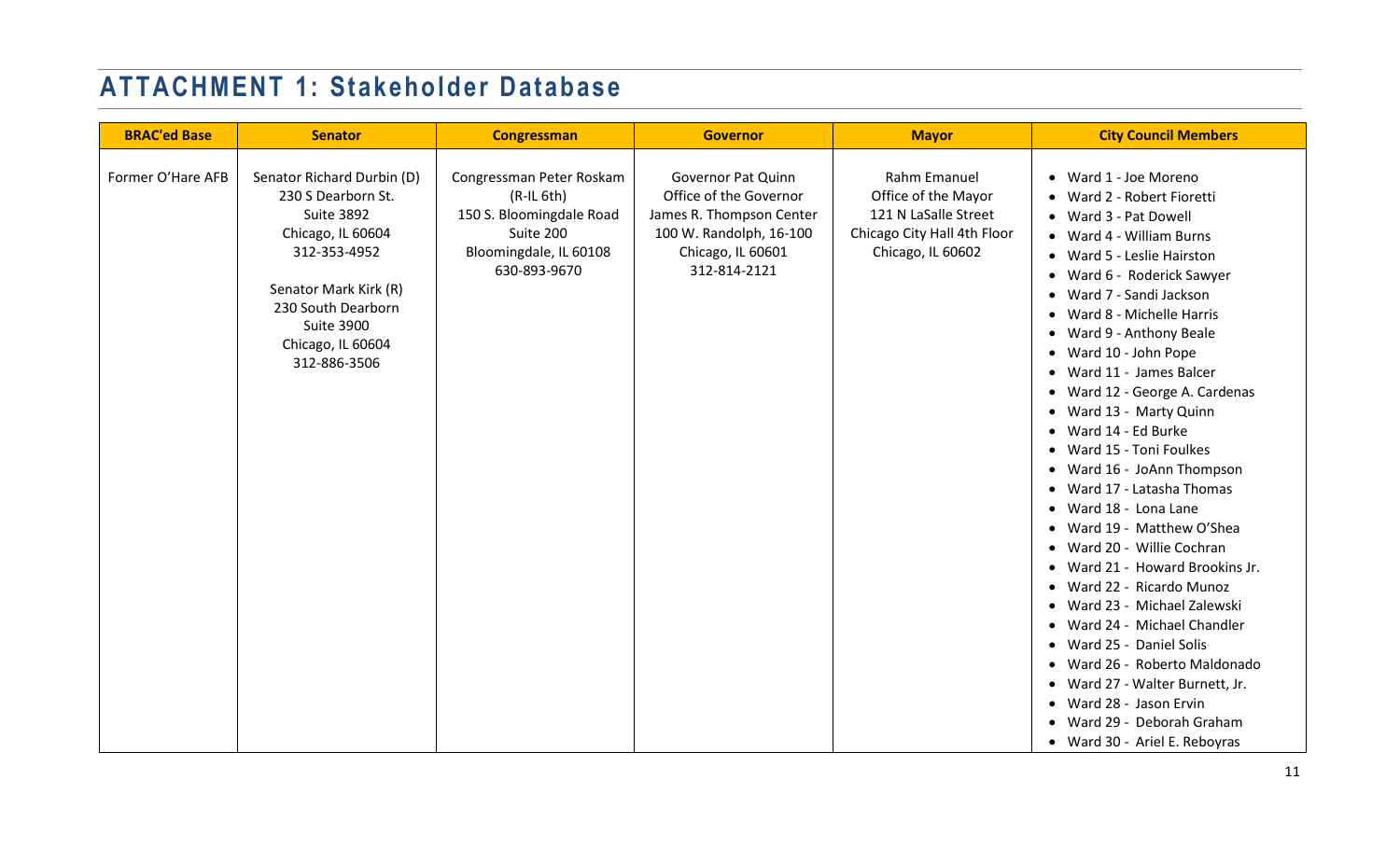## ATTACHMENT 1: Stakeholder Database

| BRAC'ed Base | Senator | Congressman | Governor | Mayor | City Council Members |
|---|---|---|---|---|---|
| Former O'Hare AFB | Senator Richard Durbin (D)<br>230 S Dearborn St.<br>Suite 3892<br>Chicago, IL 60604<br>312-353-4952<br><br>Senator Mark Kirk (R)<br>230 South Dearborn<br>Suite 3900<br>Chicago, IL 60604<br>312-886-3506 | Congressman Peter Roskam<br>(R-IL 6th)<br>150 S. Bloomingdale Road<br>Suite 200<br>Bloomingdale, IL 60108<br>630-893-9670 | Governor Pat Quinn<br>Office of the Governor<br>James R. Thompson Center<br>100 W. Randolph, 16-100<br>Chicago, IL 60601<br>312-814-2121 | Rahm Emanuel<br>Office of the Mayor<br>121 N LaSalle Street<br>Chicago City Hall 4th Floor<br>Chicago, IL 60602 | • Ward 1 - Joe Moreno<br>• Ward 2 - Robert Fioretti<br>• Ward 3 - Pat Dowell<br>• Ward 4 - William Burns<br>• Ward 5 - Leslie Hairston<br>• Ward 6 - Roderick Sawyer<br>• Ward 7 - Sandi Jackson<br>• Ward 8 - Michelle Harris<br>• Ward 9 - Anthony Beale<br>• Ward 10 - John Pope<br>• Ward 11 - James Balcer<br>• Ward 12 - George A. Cardenas<br>• Ward 13 - Marty Quinn<br>• Ward 14 - Ed Burke<br>• Ward 15 - Toni Foulkes<br>• Ward 16 - JoAnn Thompson<br>• Ward 17 - Latasha Thomas<br>• Ward 18 - Lona Lane<br>• Ward 19 - Matthew O'Shea<br>• Ward 20 - Willie Cochran<br>• Ward 21 - Howard Brookins Jr.<br>• Ward 22 - Ricardo Munoz<br>• Ward 23 - Michael Zalewski<br>• Ward 24 - Michael Chandler<br>• Ward 25 - Daniel Solis<br>• Ward 26 - Roberto Maldonado<br>• Ward 27 - Walter Burnett, Jr.<br>• Ward 28 - Jason Ervin<br>• Ward 29 - Deborah Graham<br>• Ward 30 - Ariel E. Reboyras |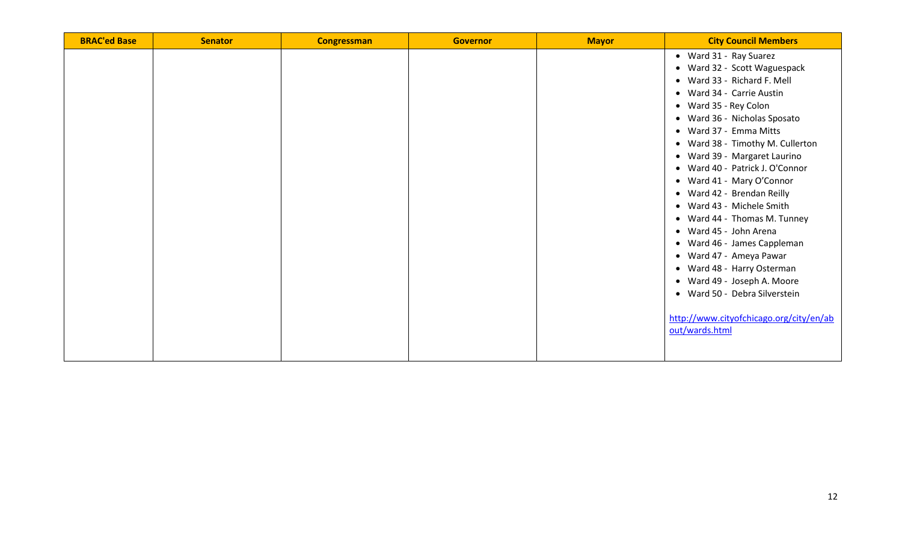| BRAC'ed Base | Senator | Congressman | Governor | Mayor | City Council Members |
|---|---|---|---|---|---|
| | | | | | • Ward 31 - Ray Suarez<br>• Ward 32 - Scott Waguespack<br>• Ward 33 - Richard F. Mell<br>• Ward 34 - Carrie Austin<br>• Ward 35 - Rey Colon<br>• Ward 36 - Nicholas Sposato<br>• Ward 37 - Emma Mitts<br>• Ward 38 - Timothy M. Cullerton<br>• Ward 39 - Margaret Laurino<br>• Ward 40 - Patrick J. O'Connor<br>• Ward 41 - Mary O'Connor<br>• Ward 42 - Brendan Reilly<br>• Ward 43 - Michele Smith<br>• Ward 44 - Thomas M. Tunney<br>• Ward 45 - John Arena<br>• Ward 46 - James Cappleman<br>• Ward 47 - Ameya Pawar<br>• Ward 48 - Harry Osterman<br>• Ward 49 - Joseph A. Moore<br>• Ward 50 - Debra Silverstein<br><br>http://www.cityofchicago.org/city/en/about/wards.html |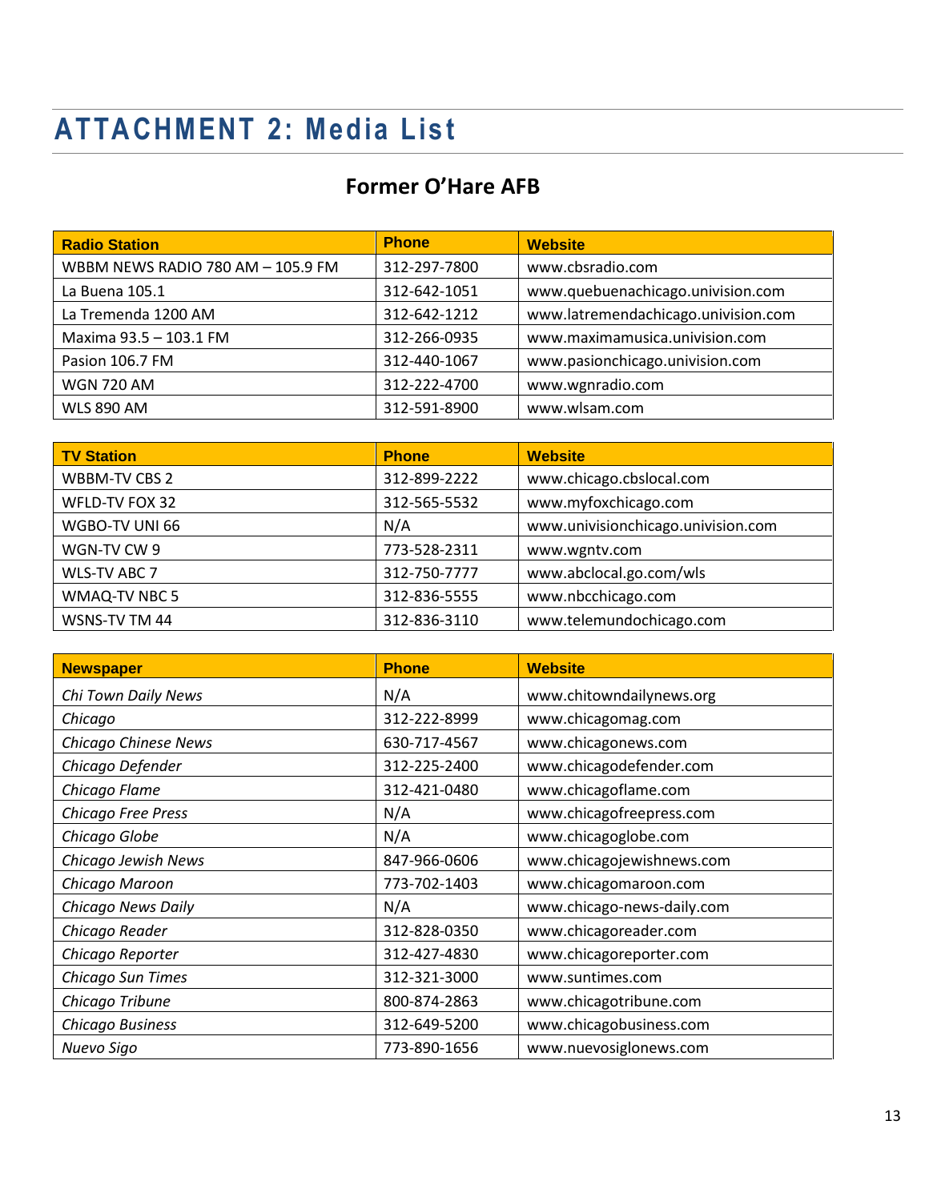# ATTACHMENT 2: Media List

## Former O'Hare AFB

| Radio Station | Phone | Website |
|---|---|---|
| WBBM NEWS RADIO 780 AM – 105.9 FM | 312-297-7800 | www.cbsradio.com |
| La Buena 105.1 | 312-642-1051 | www.quebuenachicago.univision.com |
| La Tremenda 1200 AM | 312-642-1212 | www.latremendachicago.univision.com |
| Maxima 93.5 – 103.1 FM | 312-266-0935 | www.maximamusica.univision.com |
| Pasion 106.7 FM | 312-440-1067 | www.pasionchicago.univision.com |
| WGN 720 AM | 312-222-4700 | www.wgnradio.com |
| WLS 890 AM | 312-591-8900 | www.wlsam.com |

| TV Station | Phone | Website |
|---|---|---|
| WBBM-TV CBS 2 | 312-899-2222 | www.chicago.cbslocal.com |
| WFLD-TV FOX 32 | 312-565-5532 | www.myfoxchicago.com |
| WGBO-TV UNI 66 | N/A | www.univisionchicago.univision.com |
| WGN-TV CW 9 | 773-528-2311 | www.wgntv.com |
| WLS-TV ABC 7 | 312-750-7777 | www.abclocal.go.com/wls |
| WMAQ-TV NBC 5 | 312-836-5555 | www.nbcchicago.com |
| WSNS-TV TM 44 | 312-836-3110 | www.telemundochicago.com |

| Newspaper | Phone | Website |
|---|---|---|
| *Chi Town Daily News* | N/A | www.chitowndailynews.org |
| *Chicago* | 312-222-8999 | www.chicagomag.com |
| *Chicago Chinese News* | 630-717-4567 | www.chicagonews.com |
| *Chicago Defender* | 312-225-2400 | www.chicagodefender.com |
| *Chicago Flame* | 312-421-0480 | www.chicagoflame.com |
| *Chicago Free Press* | N/A | www.chicagofreepress.com |
| *Chicago Globe* | N/A | www.chicagoglobe.com |
| *Chicago Jewish News* | 847-966-0606 | www.chicagojewishnews.com |
| *Chicago Maroon* | 773-702-1403 | www.chicagomaroon.com |
| *Chicago News Daily* | N/A | www.chicago-news-daily.com |
| *Chicago Reader* | 312-828-0350 | www.chicagoreader.com |
| *Chicago Reporter* | 312-427-4830 | www.chicagoreporter.com |
| *Chicago Sun Times* | 312-321-3000 | www.suntimes.com |
| *Chicago Tribune* | 800-874-2863 | www.chicagotribune.com |
| *Chicago Business* | 312-649-5200 | www.chicagobusiness.com |
| *Nuevo Sigo* | 773-890-1656 | www.nuevosiglonews.com |